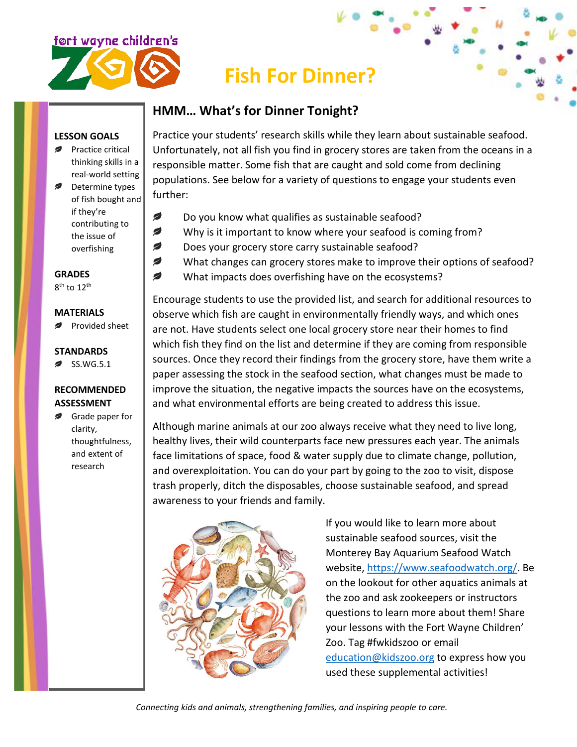fort wayne children's ZOO

# Fish For Dinner?

**LESSON GOALS**

- Practice critical thinking skills in a real-world setting
- Determine types of fish bought and if they're contributing to the issue of overfishing

**GRADES**

8th to 12th

**MATERIALS**

- Provided sheet

**STANDARDS**

- SS.WG.5.1

**RECOMMENDED ASSESSMENT**

- Grade paper for clarity, thoughtfulness, and extent of research

## HMM… What's for Dinner Tonight?

Practice your students' research skills while they learn about sustainable seafood. Unfortunately, not all fish you find in grocery stores are taken from the oceans in a responsible matter. Some fish that are caught and sold come from declining populations. See below for a variety of questions to engage your students even further:

- Do you know what qualifies as sustainable seafood?
- Why is it important to know where your seafood is coming from?
- Does your grocery store carry sustainable seafood?
- What changes can grocery stores make to improve their options of seafood?
- What impacts does overfishing have on the ecosystems?

Encourage students to use the provided list, and search for additional resources to observe which fish are caught in environmentally friendly ways, and which ones are not. Have students select one local grocery store near their homes to find which fish they find on the list and determine if they are coming from responsible sources. Once they record their findings from the grocery store, have them write a paper assessing the stock in the seafood section, what changes must be made to improve the situation, the negative impacts the sources have on the ecosystems, and what environmental efforts are being created to address this issue.

Although marine animals at our zoo always receive what they need to live long, healthy lives, their wild counterparts face new pressures each year. The animals face limitations of space, food & water supply due to climate change, pollution, and overexploitation. You can do your part by going to the zoo to visit, dispose trash properly, ditch the disposables, choose sustainable seafood, and spread awareness to your friends and family.

If you would like to learn more about sustainable seafood sources, visit the Monterey Bay Aquarium Seafood Watch website, [https://www.seafoodwatch.org/](https://www.seafoodwatch.org/). Be on the lookout for other aquatics animals at the zoo and ask zookeepers or instructors questions to learn more about them! Share your lessons with the Fort Wayne Children' Zoo. Tag #fwkidszoo or email [education@kidszoo.org](mailto:education@kidszoo.org) to express how you used these supplemental activities!

*Connecting kids and animals, strengthening families, and inspiring people to care.*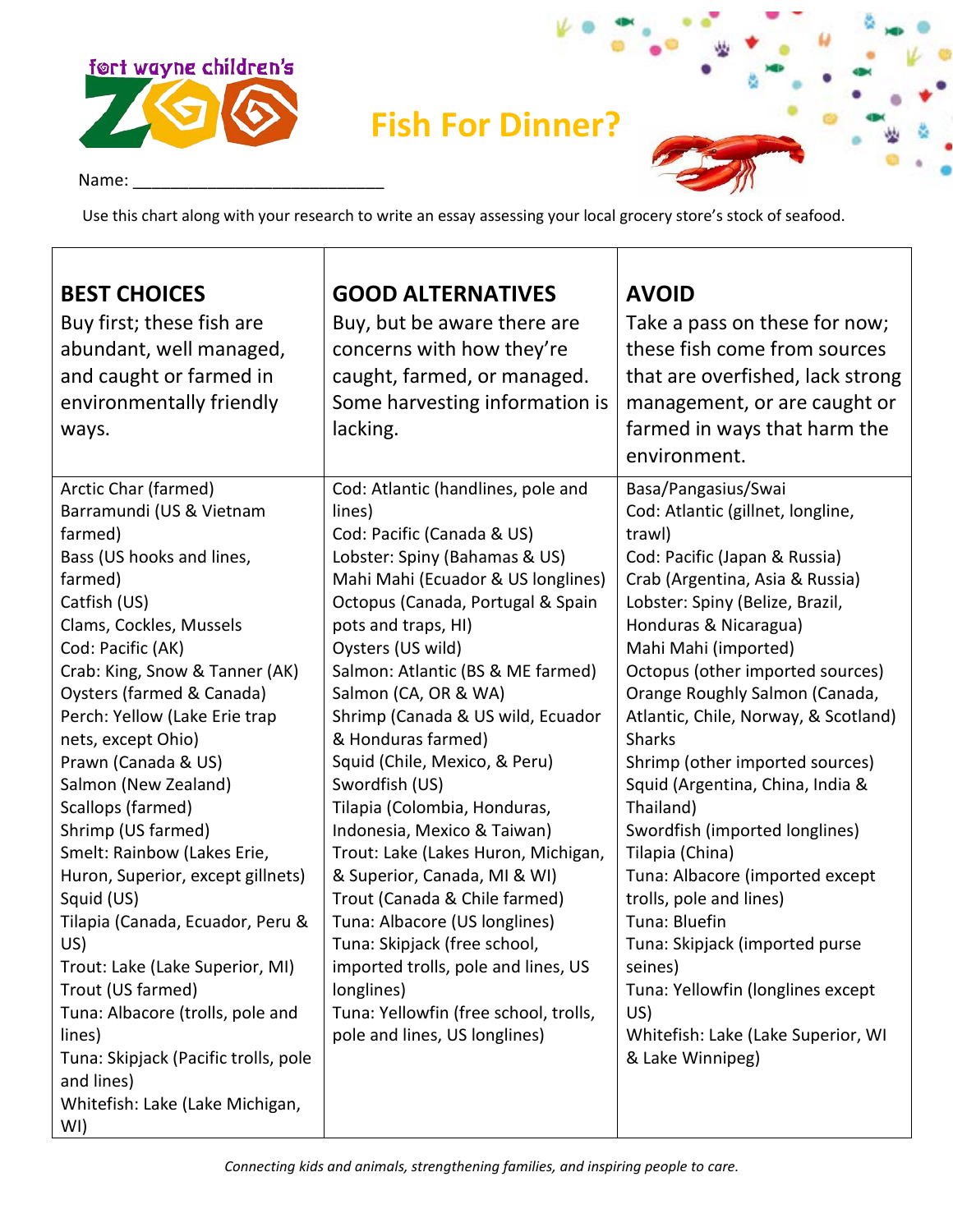fort wayne children's ZOO

# Fish For Dinner?

Name: ___________________________

Use this chart along with your research to write an essay assessing your local grocery store's stock of seafood.

| **BEST CHOICES**<br>Buy first; these fish are abundant, well managed, and caught or farmed in environmentally friendly ways. | **GOOD ALTERNATIVES**<br>Buy, but be aware there are concerns with how they're caught, farmed, or managed. Some harvesting information is lacking. | **AVOID**<br>Take a pass on these for now; these fish come from sources that are overfished, lack strong management, or are caught or farmed in ways that harm the environment. |
|---|---|---|
| Arctic Char (farmed)<br>Barramundi (US & Vietnam farmed)<br>Bass (US hooks and lines, farmed)<br>Catfish (US)<br>Clams, Cockles, Mussels<br>Cod: Pacific (AK)<br>Crab: King, Snow & Tanner (AK)<br>Oysters (farmed & Canada)<br>Perch: Yellow (Lake Erie trap nets, except Ohio)<br>Prawn (Canada & US)<br>Salmon (New Zealand)<br>Scallops (farmed)<br>Shrimp (US farmed)<br>Smelt: Rainbow (Lakes Erie, Huron, Superior, except gillnets)<br>Squid (US)<br>Tilapia (Canada, Ecuador, Peru & US)<br>Trout: Lake (Lake Superior, MI)<br>Trout (US farmed)<br>Tuna: Albacore (trolls, pole and lines)<br>Tuna: Skipjack (Pacific trolls, pole and lines)<br>Whitefish: Lake (Lake Michigan, WI) | Cod: Atlantic (handlines, pole and lines)<br>Cod: Pacific (Canada & US)<br>Lobster: Spiny (Bahamas & US)<br>Mahi Mahi (Ecuador & US longlines)<br>Octopus (Canada, Portugal & Spain pots and traps, HI)<br>Oysters (US wild)<br>Salmon: Atlantic (BS & ME farmed)<br>Salmon (CA, OR & WA)<br>Shrimp (Canada & US wild, Ecuador & Honduras farmed)<br>Squid (Chile, Mexico, & Peru)<br>Swordfish (US)<br>Tilapia (Colombia, Honduras, Indonesia, Mexico & Taiwan)<br>Trout: Lake (Lakes Huron, Michigan, & Superior, Canada, MI & WI)<br>Trout (Canada & Chile farmed)<br>Tuna: Albacore (US longlines)<br>Tuna: Skipjack (free school, imported trolls, pole and lines, US longlines)<br>Tuna: Yellowfin (free school, trolls, pole and lines, US longlines) | Basa/Pangasius/Swai<br>Cod: Atlantic (gillnet, longline, trawl)<br>Cod: Pacific (Japan & Russia)<br>Crab (Argentina, Asia & Russia)<br>Lobster: Spiny (Belize, Brazil, Honduras & Nicaragua)<br>Mahi Mahi (imported)<br>Octopus (other imported sources)<br>Orange Roughly Salmon (Canada, Atlantic, Chile, Norway, & Scotland)<br>Sharks<br>Shrimp (other imported sources)<br>Squid (Argentina, China, India & Thailand)<br>Swordfish (imported longlines)<br>Tilapia (China)<br>Tuna: Albacore (imported except trolls, pole and lines)<br>Tuna: Bluefin<br>Tuna: Skipjack (imported purse seines)<br>Tuna: Yellowfin (longlines except US)<br>Whitefish: Lake (Lake Superior, WI & Lake Winnipeg) |

*Connecting kids and animals, strengthening families, and inspiring people to care.*